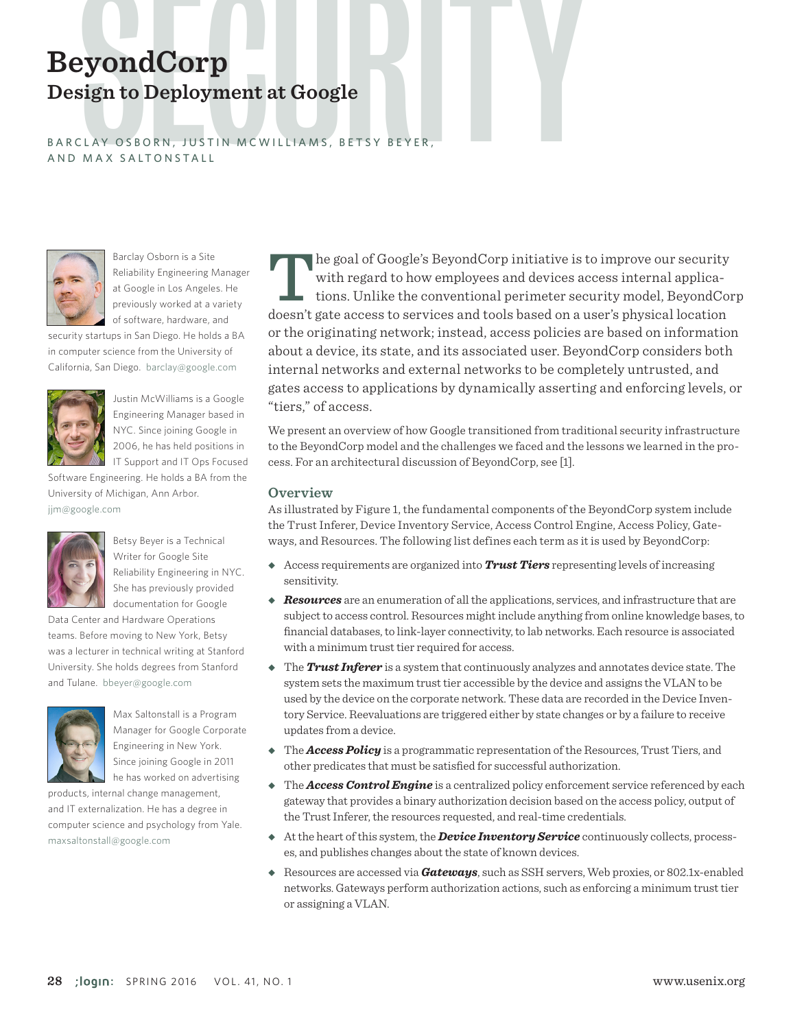# BeyondCorp

## Design to Deployment at Google

BARCLAY OSBORN, JUSTIN MCWILLIAMS, BETSY BEYER, AND MAX SALTONSTALL

Barclay Osborn is a Site Reliability Engineering Manager at Google in Los Angeles. He previously worked at a variety of software, hardware, and security startups in San Diego. He holds a BA in computer science from the University of California, San Diego. barclay@google.com

Justin McWilliams is a Google Engineering Manager based in NYC. Since joining Google in 2006, he has held positions in IT Support and IT Ops Focused Software Engineering. He holds a BA from the University of Michigan, Ann Arbor. jjm@google.com

Betsy Beyer is a Technical Writer for Google Site Reliability Engineering in NYC. She has previously provided documentation for Google Data Center and Hardware Operations teams. Before moving to New York, Betsy was a lecturer in technical writing at Stanford University. She holds degrees from Stanford and Tulane. bbeyer@google.com

Max Saltonstall is a Program Manager for Google Corporate Engineering in New York. Since joining Google in 2011 he has worked on advertising products, internal change management, and IT externalization. He has a degree in computer science and psychology from Yale. maxsaltonstall@google.com

The goal of Google's BeyondCorp initiative is to improve our security with regard to how employees and devices access internal applications. Unlike the conventional perimeter security model, BeyondCorp doesn't gate access to services and tools based on a user's physical location or the originating network; instead, access policies are based on information about a device, its state, and its associated user. BeyondCorp considers both internal networks and external networks to be completely untrusted, and gates access to applications by dynamically asserting and enforcing levels, or "tiers," of access.

We present an overview of how Google transitioned from traditional security infrastructure to the BeyondCorp model and the challenges we faced and the lessons we learned in the process. For an architectural discussion of BeyondCorp, see [1].

### Overview

As illustrated by Figure 1, the fundamental components of the BeyondCorp system include the Trust Inferer, Device Inventory Service, Access Control Engine, Access Policy, Gateways, and Resources. The following list defines each term as it is used by BeyondCorp:

- Access requirements are organized into ***Trust Tiers*** representing levels of increasing sensitivity.
- ***Resources*** are an enumeration of all the applications, services, and infrastructure that are subject to access control. Resources might include anything from online knowledge bases, to financial databases, to link-layer connectivity, to lab networks. Each resource is associated with a minimum trust tier required for access.
- The ***Trust Inferer*** is a system that continuously analyzes and annotates device state. The system sets the maximum trust tier accessible by the device and assigns the VLAN to be used by the device on the corporate network. These data are recorded in the Device Inventory Service. Reevaluations are triggered either by state changes or by a failure to receive updates from a device.
- The ***Access Policy*** is a programmatic representation of the Resources, Trust Tiers, and other predicates that must be satisfied for successful authorization.
- The ***Access Control Engine*** is a centralized policy enforcement service referenced by each gateway that provides a binary authorization decision based on the access policy, output of the Trust Inferer, the resources requested, and real-time credentials.
- At the heart of this system, the ***Device Inventory Service*** continuously collects, processes, and publishes changes about the state of known devices.
- Resources are accessed via ***Gateways***, such as SSH servers, Web proxies, or 802.1x-enabled networks. Gateways perform authorization actions, such as enforcing a minimum trust tier or assigning a VLAN.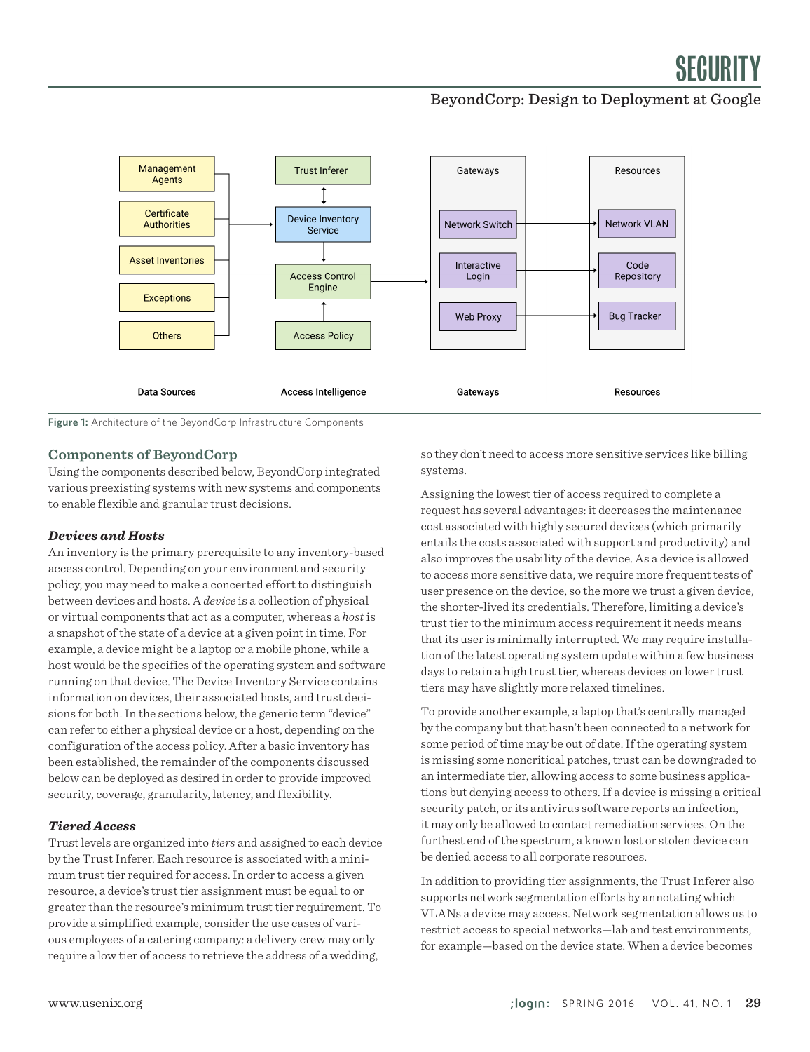Figure 1: Architecture of the BeyondCorp Infrastructure Components

## Components of BeyondCorp

Using the components described below, BeyondCorp integrated various preexisting systems with new systems and components to enable flexible and granular trust decisions.

### *Devices and Hosts*

An inventory is the primary prerequisite to any inventory-based access control. Depending on your environment and security policy, you may need to make a concerted effort to distinguish between devices and hosts. A *device* is a collection of physical or virtual components that act as a computer, whereas a *host* is a snapshot of the state of a device at a given point in time. For example, a device might be a laptop or a mobile phone, while a host would be the specifics of the operating system and software running on that device. The Device Inventory Service contains information on devices, their associated hosts, and trust decisions for both. In the sections below, the generic term "device" can refer to either a physical device or a host, depending on the configuration of the access policy. After a basic inventory has been established, the remainder of the components discussed below can be deployed as desired in order to provide improved security, coverage, granularity, latency, and flexibility.

### *Tiered Access*

Trust levels are organized into *tiers* and assigned to each device by the Trust Inferer. Each resource is associated with a minimum trust tier required for access. In order to access a given resource, a device's trust tier assignment must be equal to or greater than the resource's minimum trust tier requirement. To provide a simplified example, consider the use cases of various employees of a catering company: a delivery crew may only require a low tier of access to retrieve the address of a wedding, so they don't need to access more sensitive services like billing systems.

Assigning the lowest tier of access required to complete a request has several advantages: it decreases the maintenance cost associated with highly secured devices (which primarily entails the costs associated with support and productivity) and also improves the usability of the device. As a device is allowed to access more sensitive data, we require more frequent tests of user presence on the device, so the more we trust a given device, the shorter-lived its credentials. Therefore, limiting a device's trust tier to the minimum access requirement it needs means that its user is minimally interrupted. We may require installation of the latest operating system update within a few business days to retain a high trust tier, whereas devices on lower trust tiers may have slightly more relaxed timelines.

To provide another example, a laptop that's centrally managed by the company but that hasn't been connected to a network for some period of time may be out of date. If the operating system is missing some noncritical patches, trust can be downgraded to an intermediate tier, allowing access to some business applications but denying access to others. If a device is missing a critical security patch, or its antivirus software reports an infection, it may only be allowed to contact remediation services. On the furthest end of the spectrum, a known lost or stolen device can be denied access to all corporate resources.

In addition to providing tier assignments, the Trust Inferer also supports network segmentation efforts by annotating which VLANs a device may access. Network segmentation allows us to restrict access to special networks—lab and test environments, for example—based on the device state. When a device becomes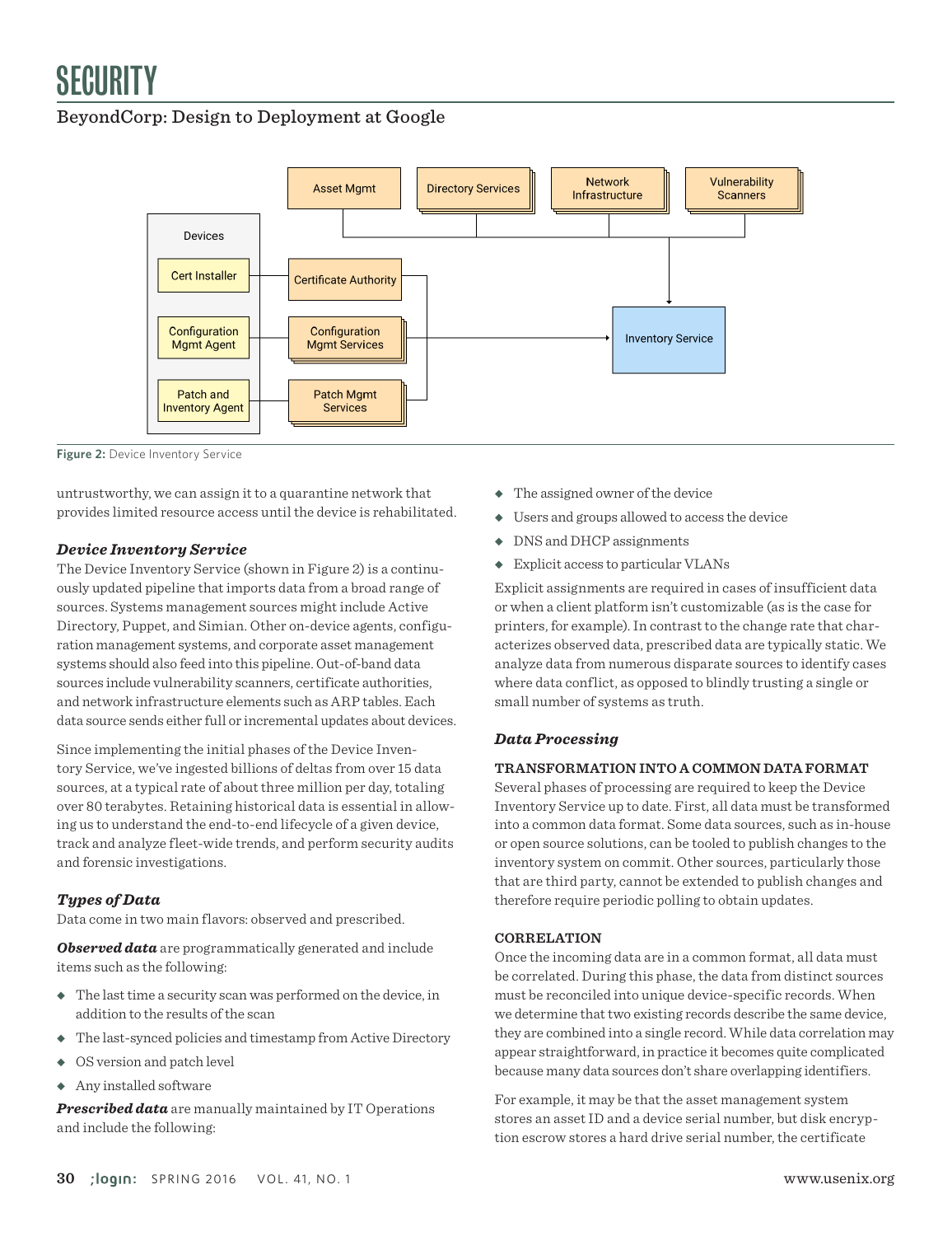Figure 2: Device Inventory Service

untrustworthy, we can assign it to a quarantine network that provides limited resource access until the device is rehabilitated.

### *Device Inventory Service*

The Device Inventory Service (shown in Figure 2) is a continuously updated pipeline that imports data from a broad range of sources. Systems management sources might include Active Directory, Puppet, and Simian. Other on-device agents, configuration management systems, and corporate asset management systems should also feed into this pipeline. Out-of-band data sources include vulnerability scanners, certificate authorities, and network infrastructure elements such as ARP tables. Each data source sends either full or incremental updates about devices.

Since implementing the initial phases of the Device Inventory Service, we've ingested billions of deltas from over 15 data sources, at a typical rate of about three million per day, totaling over 80 terabytes. Retaining historical data is essential in allowing us to understand the end-to-end lifecycle of a given device, track and analyze fleet-wide trends, and perform security audits and forensic investigations.

### *Types of Data*

Data come in two main flavors: observed and prescribed.

***Observed data*** are programmatically generated and include items such as the following:

- The last time a security scan was performed on the device, in addition to the results of the scan
- The last-synced policies and timestamp from Active Directory
- OS version and patch level
- Any installed software

***Prescribed data*** are manually maintained by IT Operations and include the following:

- The assigned owner of the device
- Users and groups allowed to access the device
- DNS and DHCP assignments
- Explicit access to particular VLANs

Explicit assignments are required in cases of insufficient data or when a client platform isn't customizable (as is the case for printers, for example). In contrast to the change rate that characterizes observed data, prescribed data are typically static. We analyze data from numerous disparate sources to identify cases where data conflict, as opposed to blindly trusting a single or small number of systems as truth.

### *Data Processing*

#### TRANSFORMATION INTO A COMMON DATA FORMAT

Several phases of processing are required to keep the Device Inventory Service up to date. First, all data must be transformed into a common data format. Some data sources, such as in-house or open source solutions, can be tooled to publish changes to the inventory system on commit. Other sources, particularly those that are third party, cannot be extended to publish changes and therefore require periodic polling to obtain updates.

#### CORRELATION

Once the incoming data are in a common format, all data must be correlated. During this phase, the data from distinct sources must be reconciled into unique device-specific records. When we determine that two existing records describe the same device, they are combined into a single record. While data correlation may appear straightforward, in practice it becomes quite complicated because many data sources don't share overlapping identifiers.

For example, it may be that the asset management system stores an asset ID and a device serial number, but disk encryption escrow stores a hard drive serial number, the certificate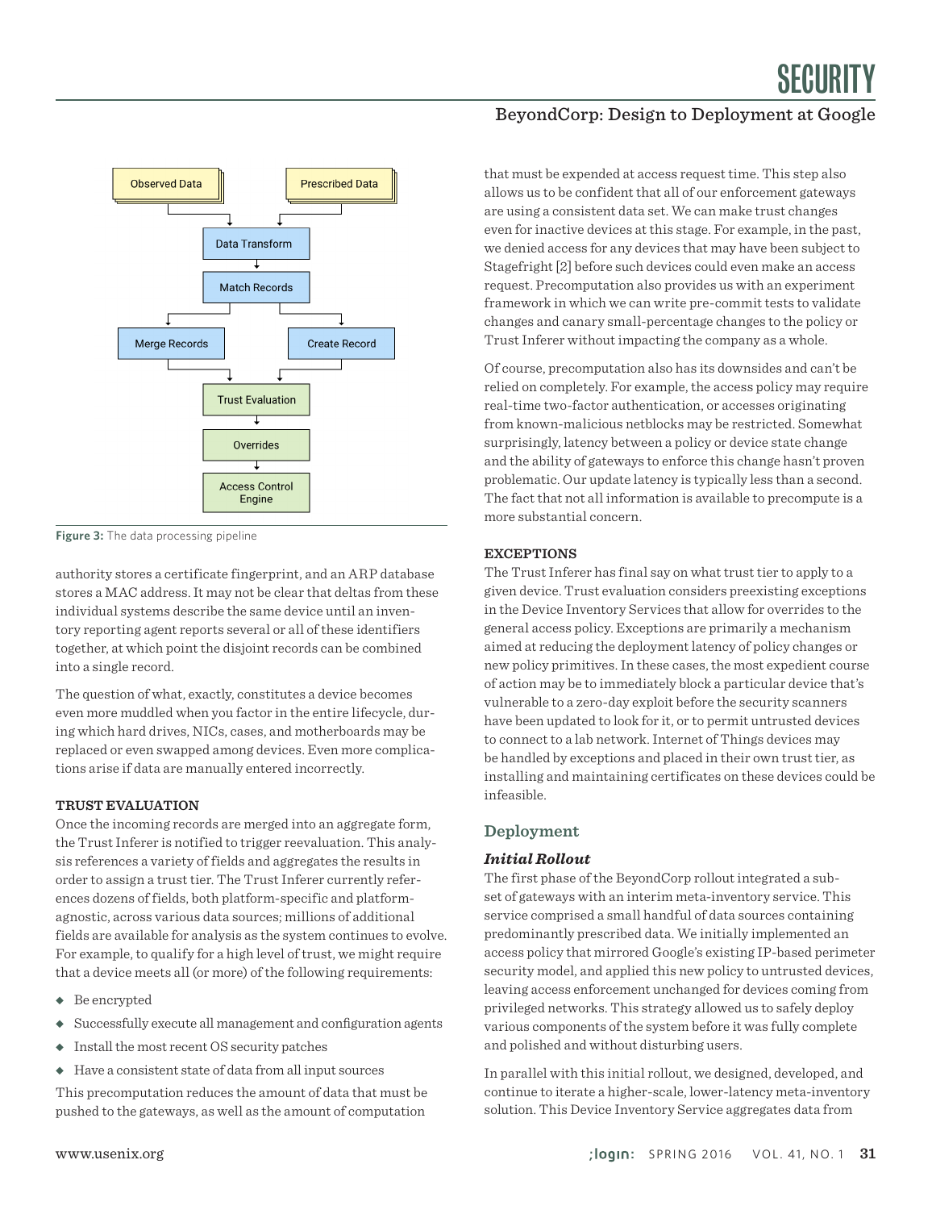Figure 3: The data processing pipeline

authority stores a certificate fingerprint, and an ARP database stores a MAC address. It may not be clear that deltas from these individual systems describe the same device until an inventory reporting agent reports several or all of these identifiers together, at which point the disjoint records can be combined into a single record.

The question of what, exactly, constitutes a device becomes even more muddled when you factor in the entire lifecycle, during which hard drives, NICs, cases, and motherboards may be replaced or even swapped among devices. Even more complications arise if data are manually entered incorrectly.

### TRUST EVALUATION

Once the incoming records are merged into an aggregate form, the Trust Inferer is notified to trigger reevaluation. This analysis references a variety of fields and aggregates the results in order to assign a trust tier. The Trust Inferer currently references dozens of fields, both platform-specific and platform-agnostic, across various data sources; millions of additional fields are available for analysis as the system continues to evolve. For example, to qualify for a high level of trust, we might require that a device meets all (or more) of the following requirements:

- Be encrypted
- Successfully execute all management and configuration agents
- Install the most recent OS security patches
- Have a consistent state of data from all input sources

This precomputation reduces the amount of data that must be pushed to the gateways, as well as the amount of computation that must be expended at access request time. This step also allows us to be confident that all of our enforcement gateways are using a consistent data set. We can make trust changes even for inactive devices at this stage. For example, in the past, we denied access for any devices that may have been subject to Stagefright [2] before such devices could even make an access request. Precomputation also provides us with an experiment framework in which we can write pre-commit tests to validate changes and canary small-percentage changes to the policy or Trust Inferer without impacting the company as a whole.

Of course, precomputation also has its downsides and can't be relied on completely. For example, the access policy may require real-time two-factor authentication, or accesses originating from known-malicious netblocks may be restricted. Somewhat surprisingly, latency between a policy or device state change and the ability of gateways to enforce this change hasn't proven problematic. Our update latency is typically less than a second. The fact that not all information is available to precompute is a more substantial concern.

### EXCEPTIONS

The Trust Inferer has final say on what trust tier to apply to a given device. Trust evaluation considers preexisting exceptions in the Device Inventory Services that allow for overrides to the general access policy. Exceptions are primarily a mechanism aimed at reducing the deployment latency of policy changes or new policy primitives. In these cases, the most expedient course of action may be to immediately block a particular device that's vulnerable to a zero-day exploit before the security scanners have been updated to look for it, or to permit untrusted devices to connect to a lab network. Internet of Things devices may be handled by exceptions and placed in their own trust tier, as installing and maintaining certificates on these devices could be infeasible.

## Deployment

### *Initial Rollout*

The first phase of the BeyondCorp rollout integrated a subset of gateways with an interim meta-inventory service. This service comprised a small handful of data sources containing predominantly prescribed data. We initially implemented an access policy that mirrored Google's existing IP-based perimeter security model, and applied this new policy to untrusted devices, leaving access enforcement unchanged for devices coming from privileged networks. This strategy allowed us to safely deploy various components of the system before it was fully complete and polished and without disturbing users.

In parallel with this initial rollout, we designed, developed, and continue to iterate a higher-scale, lower-latency meta-inventory solution. This Device Inventory Service aggregates data from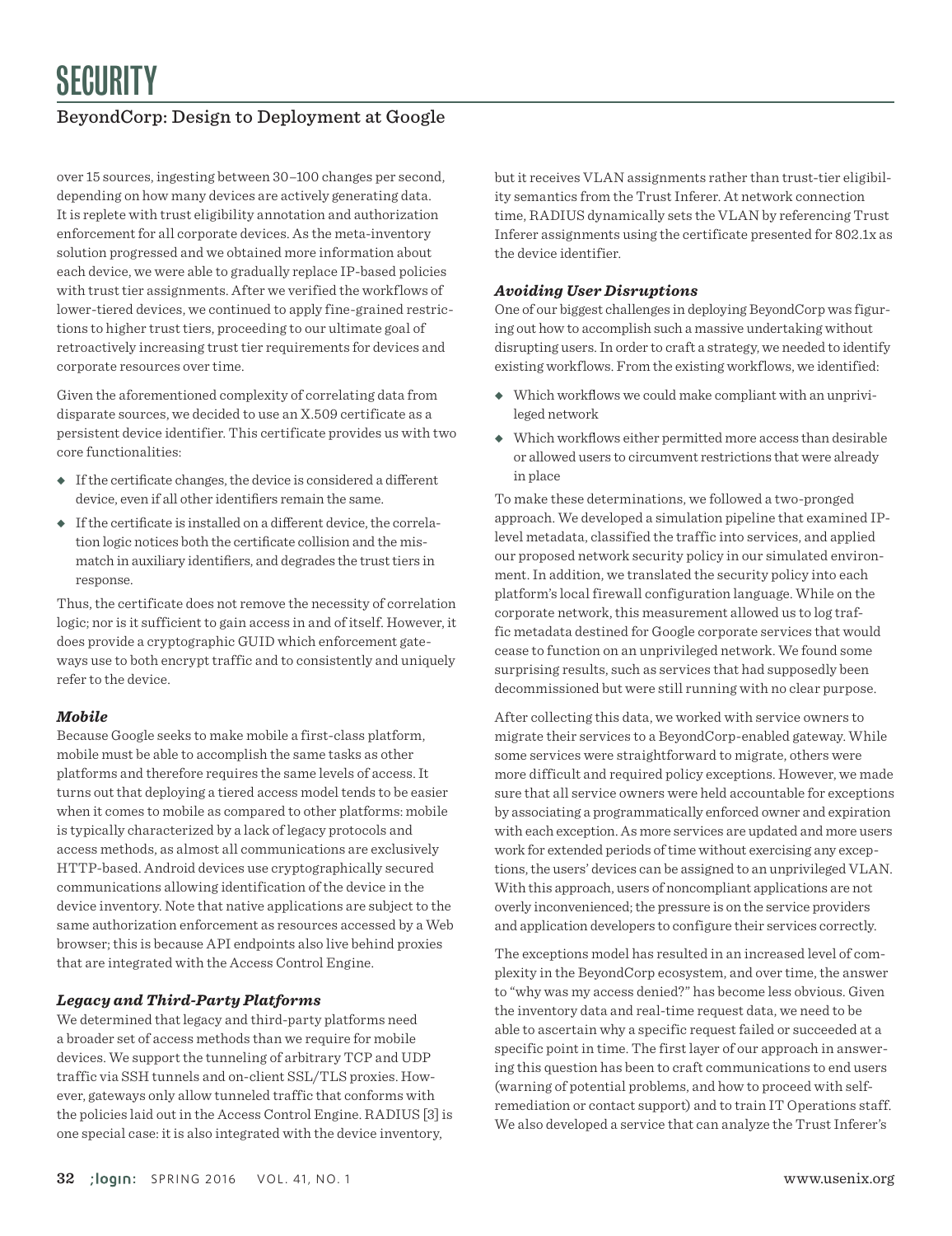over 15 sources, ingesting between 30–100 changes per second, depending on how many devices are actively generating data. It is replete with trust eligibility annotation and authorization enforcement for all corporate devices. As the meta-inventory solution progressed and we obtained more information about each device, we were able to gradually replace IP-based policies with trust tier assignments. After we verified the workflows of lower-tiered devices, we continued to apply fine-grained restrictions to higher trust tiers, proceeding to our ultimate goal of retroactively increasing trust tier requirements for devices and corporate resources over time.

Given the aforementioned complexity of correlating data from disparate sources, we decided to use an X.509 certificate as a persistent device identifier. This certificate provides us with two core functionalities:

- If the certificate changes, the device is considered a different device, even if all other identifiers remain the same.
- If the certificate is installed on a different device, the correlation logic notices both the certificate collision and the mismatch in auxiliary identifiers, and degrades the trust tiers in response.

Thus, the certificate does not remove the necessity of correlation logic; nor is it sufficient to gain access in and of itself. However, it does provide a cryptographic GUID which enforcement gateways use to both encrypt traffic and to consistently and uniquely refer to the device.

### *Mobile*

Because Google seeks to make mobile a first-class platform, mobile must be able to accomplish the same tasks as other platforms and therefore requires the same levels of access. It turns out that deploying a tiered access model tends to be easier when it comes to mobile as compared to other platforms: mobile is typically characterized by a lack of legacy protocols and access methods, as almost all communications are exclusively HTTP-based. Android devices use cryptographically secured communications allowing identification of the device in the device inventory. Note that native applications are subject to the same authorization enforcement as resources accessed by a Web browser; this is because API endpoints also live behind proxies that are integrated with the Access Control Engine.

### *Legacy and Third-Party Platforms*

We determined that legacy and third-party platforms need a broader set of access methods than we require for mobile devices. We support the tunneling of arbitrary TCP and UDP traffic via SSH tunnels and on-client SSL/TLS proxies. However, gateways only allow tunneled traffic that conforms with the policies laid out in the Access Control Engine. RADIUS [3] is one special case: it is also integrated with the device inventory, but it receives VLAN assignments rather than trust-tier eligibility semantics from the Trust Inferer. At network connection time, RADIUS dynamically sets the VLAN by referencing Trust Inferer assignments using the certificate presented for 802.1x as the device identifier.

### *Avoiding User Disruptions*

One of our biggest challenges in deploying BeyondCorp was figuring out how to accomplish such a massive undertaking without disrupting users. In order to craft a strategy, we needed to identify existing workflows. From the existing workflows, we identified:

- Which workflows we could make compliant with an unprivileged network
- Which workflows either permitted more access than desirable or allowed users to circumvent restrictions that were already in place

To make these determinations, we followed a two-pronged approach. We developed a simulation pipeline that examined IP-level metadata, classified the traffic into services, and applied our proposed network security policy in our simulated environment. In addition, we translated the security policy into each platform's local firewall configuration language. While on the corporate network, this measurement allowed us to log traffic metadata destined for Google corporate services that would cease to function on an unprivileged network. We found some surprising results, such as services that had supposedly been decommissioned but were still running with no clear purpose.

After collecting this data, we worked with service owners to migrate their services to a BeyondCorp-enabled gateway. While some services were straightforward to migrate, others were more difficult and required policy exceptions. However, we made sure that all service owners were held accountable for exceptions by associating a programmatically enforced owner and expiration with each exception. As more services are updated and more users work for extended periods of time without exercising any exceptions, the users' devices can be assigned to an unprivileged VLAN. With this approach, users of noncompliant applications are not overly inconvenienced; the pressure is on the service providers and application developers to configure their services correctly.

The exceptions model has resulted in an increased level of complexity in the BeyondCorp ecosystem, and over time, the answer to "why was my access denied?" has become less obvious. Given the inventory data and real-time request data, we need to be able to ascertain why a specific request failed or succeeded at a specific point in time. The first layer of our approach in answering this question has been to craft communications to end users (warning of potential problems, and how to proceed with self-remediation or contact support) and to train IT Operations staff. We also developed a service that can analyze the Trust Inferer's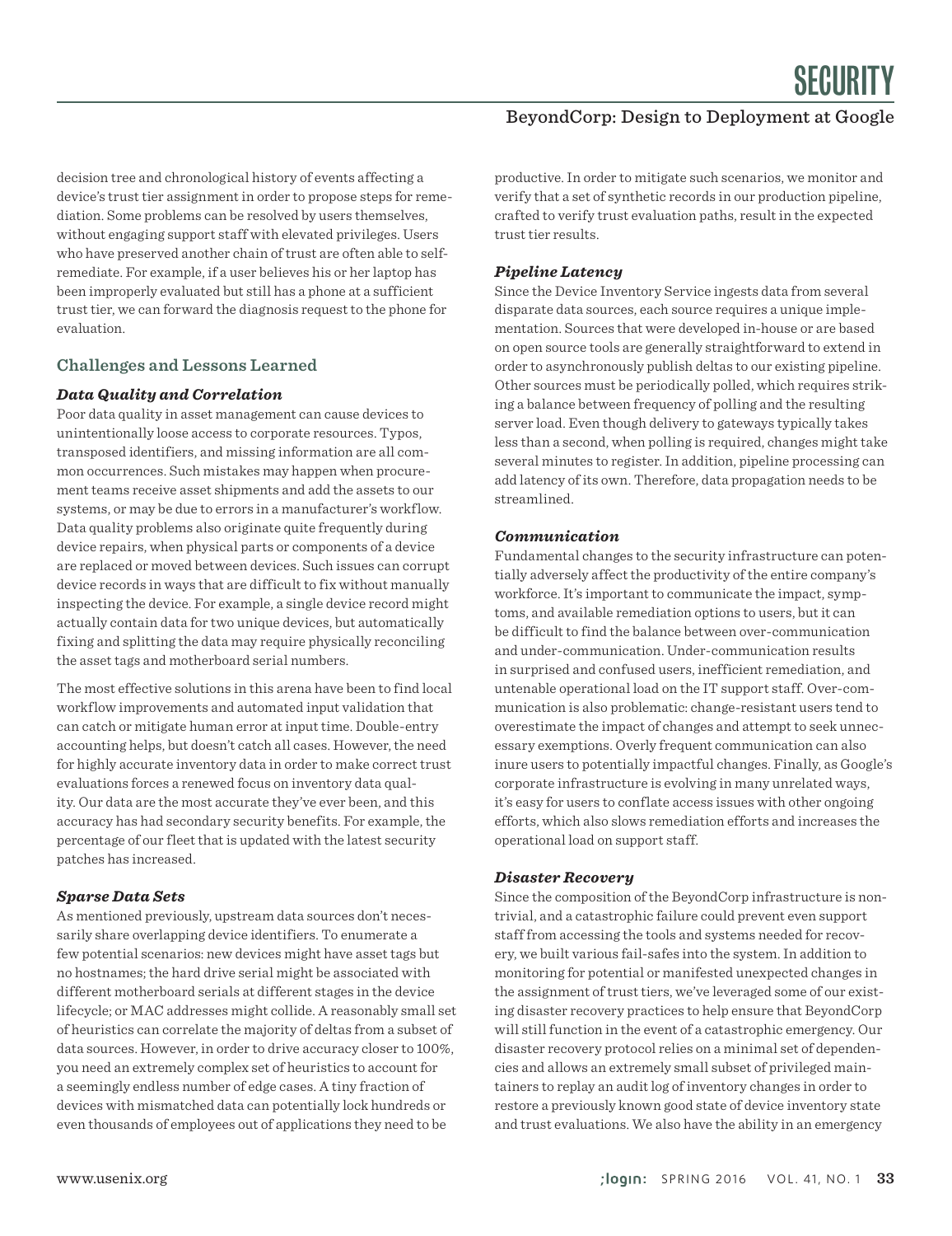decision tree and chronological history of events affecting a device's trust tier assignment in order to propose steps for remediation. Some problems can be resolved by users themselves, without engaging support staff with elevated privileges. Users who have preserved another chain of trust are often able to self-remediate. For example, if a user believes his or her laptop has been improperly evaluated but still has a phone at a sufficient trust tier, we can forward the diagnosis request to the phone for evaluation.

## Challenges and Lessons Learned

### *Data Quality and Correlation*

Poor data quality in asset management can cause devices to unintentionally loose access to corporate resources. Typos, transposed identifiers, and missing information are all common occurrences. Such mistakes may happen when procurement teams receive asset shipments and add the assets to our systems, or may be due to errors in a manufacturer's workflow. Data quality problems also originate quite frequently during device repairs, when physical parts or components of a device are replaced or moved between devices. Such issues can corrupt device records in ways that are difficult to fix without manually inspecting the device. For example, a single device record might actually contain data for two unique devices, but automatically fixing and splitting the data may require physically reconciling the asset tags and motherboard serial numbers.

The most effective solutions in this arena have been to find local workflow improvements and automated input validation that can catch or mitigate human error at input time. Double-entry accounting helps, but doesn't catch all cases. However, the need for highly accurate inventory data in order to make correct trust evaluations forces a renewed focus on inventory data quality. Our data are the most accurate they've ever been, and this accuracy has had secondary security benefits. For example, the percentage of our fleet that is updated with the latest security patches has increased.

### *Sparse Data Sets*

As mentioned previously, upstream data sources don't necessarily share overlapping device identifiers. To enumerate a few potential scenarios: new devices might have asset tags but no hostnames; the hard drive serial might be associated with different motherboard serials at different stages in the device lifecycle; or MAC addresses might collide. A reasonably small set of heuristics can correlate the majority of deltas from a subset of data sources. However, in order to drive accuracy closer to 100%, you need an extremely complex set of heuristics to account for a seemingly endless number of edge cases. A tiny fraction of devices with mismatched data can potentially lock hundreds or even thousands of employees out of applications they need to be productive. In order to mitigate such scenarios, we monitor and verify that a set of synthetic records in our production pipeline, crafted to verify trust evaluation paths, result in the expected trust tier results.

### *Pipeline Latency*

Since the Device Inventory Service ingests data from several disparate data sources, each source requires a unique implementation. Sources that were developed in-house or are based on open source tools are generally straightforward to extend in order to asynchronously publish deltas to our existing pipeline. Other sources must be periodically polled, which requires striking a balance between frequency of polling and the resulting server load. Even though delivery to gateways typically takes less than a second, when polling is required, changes might take several minutes to register. In addition, pipeline processing can add latency of its own. Therefore, data propagation needs to be streamlined.

### *Communication*

Fundamental changes to the security infrastructure can potentially adversely affect the productivity of the entire company's workforce. It's important to communicate the impact, symptoms, and available remediation options to users, but it can be difficult to find the balance between over-communication and under-communication. Under-communication results in surprised and confused users, inefficient remediation, and untenable operational load on the IT support staff. Over-communication is also problematic: change-resistant users tend to overestimate the impact of changes and attempt to seek unnecessary exemptions. Overly frequent communication can also inure users to potentially impactful changes. Finally, as Google's corporate infrastructure is evolving in many unrelated ways, it's easy for users to conflate access issues with other ongoing efforts, which also slows remediation efforts and increases the operational load on support staff.

### *Disaster Recovery*

Since the composition of the BeyondCorp infrastructure is non-trivial, and a catastrophic failure could prevent even support staff from accessing the tools and systems needed for recovery, we built various fail-safes into the system. In addition to monitoring for potential or manifested unexpected changes in the assignment of trust tiers, we've leveraged some of our existing disaster recovery practices to help ensure that BeyondCorp will still function in the event of a catastrophic emergency. Our disaster recovery protocol relies on a minimal set of dependencies and allows an extremely small subset of privileged maintainers to replay an audit log of inventory changes in order to restore a previously known good state of device inventory state and trust evaluations. We also have the ability in an emergency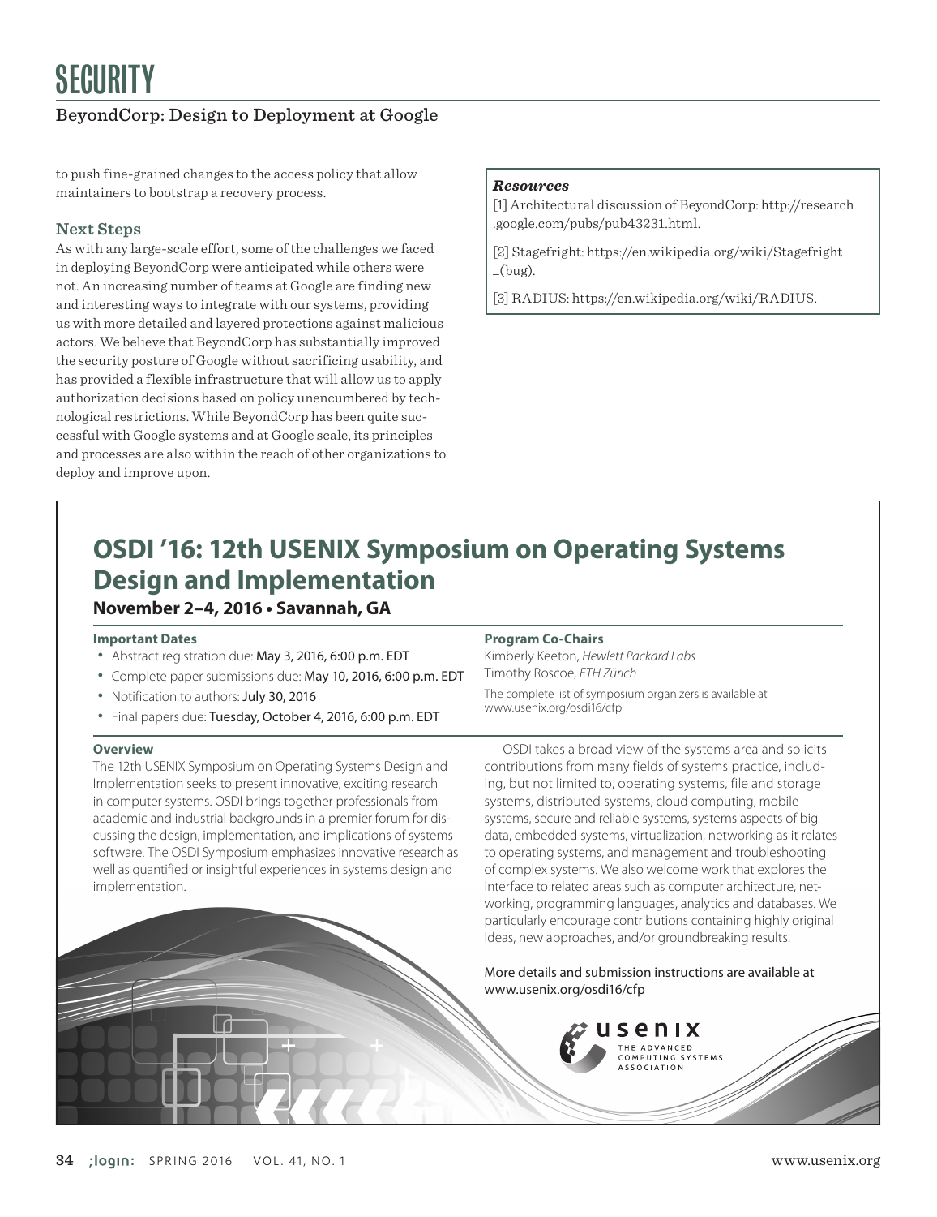to push fine-grained changes to the access policy that allow maintainers to bootstrap a recovery process.

### Next Steps

As with any large-scale effort, some of the challenges we faced in deploying BeyondCorp were anticipated while others were not. An increasing number of teams at Google are finding new and interesting ways to integrate with our systems, providing us with more detailed and layered protections against malicious actors. We believe that BeyondCorp has substantially improved the security posture of Google without sacrificing usability, and has provided a flexible infrastructure that will allow us to apply authorization decisions based on policy unencumbered by technological restrictions. While BeyondCorp has been quite successful with Google systems and at Google scale, its principles and processes are also within the reach of other organizations to deploy and improve upon.

***Resources***

[1] Architectural discussion of BeyondCorp: http://research.google.com/pubs/pub43231.html.

[2] Stagefright: https://en.wikipedia.org/wiki/Stagefright_(bug).

[3] RADIUS: https://en.wikipedia.org/wiki/RADIUS.

## OSDI '16: 12th USENIX Symposium on Operating Systems Design and Implementation

**November 2–4, 2016 • Savannah, GA**

**Important Dates**

- Abstract registration due: May 3, 2016, 6:00 p.m. EDT
- Complete paper submissions due: May 10, 2016, 6:00 p.m. EDT
- Notification to authors: July 30, 2016
- Final papers due: Tuesday, October 4, 2016, 6:00 p.m. EDT

**Program Co-Chairs**

Kimberly Keeton, *Hewlett Packard Labs*
Timothy Roscoe, *ETH Zürich*

The complete list of symposium organizers is available at www.usenix.org/osdi16/cfp

**Overview**

The 12th USENIX Symposium on Operating Systems Design and Implementation seeks to present innovative, exciting research in computer systems. OSDI brings together professionals from academic and industrial backgrounds in a premier forum for discussing the design, implementation, and implications of systems software. The OSDI Symposium emphasizes innovative research as well as quantified or insightful experiences in systems design and implementation.

OSDI takes a broad view of the systems area and solicits contributions from many fields of systems practice, including, but not limited to, operating systems, file and storage systems, distributed systems, cloud computing, mobile systems, secure and reliable systems, systems aspects of big data, embedded systems, virtualization, networking as it relates to operating systems, and management and troubleshooting of complex systems. We also welcome work that explores the interface to related areas such as computer architecture, networking, programming languages, analytics and databases. We particularly encourage contributions containing highly original ideas, new approaches, and/or groundbreaking results.

More details and submission instructions are available at www.usenix.org/osdi16/cfp

usenix
THE ADVANCED COMPUTING SYSTEMS ASSOCIATION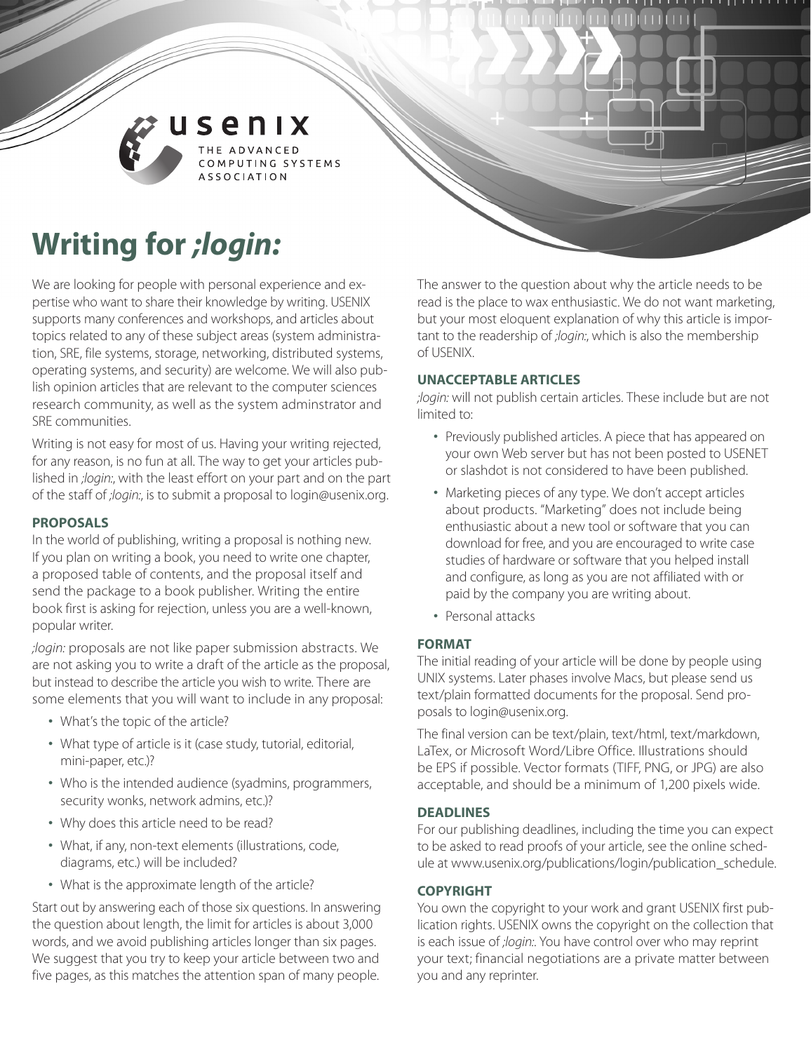usenix

THE ADVANCED COMPUTING SYSTEMS ASSOCIATION

# Writing for *;login:*

We are looking for people with personal experience and expertise who want to share their knowledge by writing. USENIX supports many conferences and workshops, and articles about topics related to any of these subject areas (system administration, SRE, file systems, storage, networking, distributed systems, operating systems, and security) are welcome. We will also publish opinion articles that are relevant to the computer sciences research community, as well as the system adminstrator and SRE communities.

Writing is not easy for most of us. Having your writing rejected, for any reason, is no fun at all. The way to get your articles published in *;login:*, with the least effort on your part and on the part of the staff of *;login:*, is to submit a proposal to login@usenix.org.

### PROPOSALS

In the world of publishing, writing a proposal is nothing new. If you plan on writing a book, you need to write one chapter, a proposed table of contents, and the proposal itself and send the package to a book publisher. Writing the entire book first is asking for rejection, unless you are a well-known, popular writer.

*;login:* proposals are not like paper submission abstracts. We are not asking you to write a draft of the article as the proposal, but instead to describe the article you wish to write. There are some elements that you will want to include in any proposal:

- What's the topic of the article?
- What type of article is it (case study, tutorial, editorial, mini-paper, etc.)?
- Who is the intended audience (syadmins, programmers, security wonks, network admins, etc.)?
- Why does this article need to be read?
- What, if any, non-text elements (illustrations, code, diagrams, etc.) will be included?
- What is the approximate length of the article?

Start out by answering each of those six questions. In answering the question about length, the limit for articles is about 3,000 words, and we avoid publishing articles longer than six pages. We suggest that you try to keep your article between two and five pages, as this matches the attention span of many people.

The answer to the question about why the article needs to be read is the place to wax enthusiastic. We do not want marketing, but your most eloquent explanation of why this article is important to the readership of *;login:*, which is also the membership of USENIX.

### UNACCEPTABLE ARTICLES

*;login:* will not publish certain articles. These include but are not limited to:

- Previously published articles. A piece that has appeared on your own Web server but has not been posted to USENET or slashdot is not considered to have been published.
- Marketing pieces of any type. We don't accept articles about products. "Marketing" does not include being enthusiastic about a new tool or software that you can download for free, and you are encouraged to write case studies of hardware or software that you helped install and configure, as long as you are not affiliated with or paid by the company you are writing about.
- Personal attacks

### FORMAT

The initial reading of your article will be done by people using UNIX systems. Later phases involve Macs, but please send us text/plain formatted documents for the proposal. Send proposals to login@usenix.org.

The final version can be text/plain, text/html, text/markdown, LaTex, or Microsoft Word/Libre Office. Illustrations should be EPS if possible. Vector formats (TIFF, PNG, or JPG) are also acceptable, and should be a minimum of 1,200 pixels wide.

### DEADLINES

For our publishing deadlines, including the time you can expect to be asked to read proofs of your article, see the online schedule at www.usenix.org/publications/login/publication_schedule.

### COPYRIGHT

You own the copyright to your work and grant USENIX first publication rights. USENIX owns the copyright on the collection that is each issue of *;login:*. You have control over who may reprint your text; financial negotiations are a private matter between you and any reprinter.